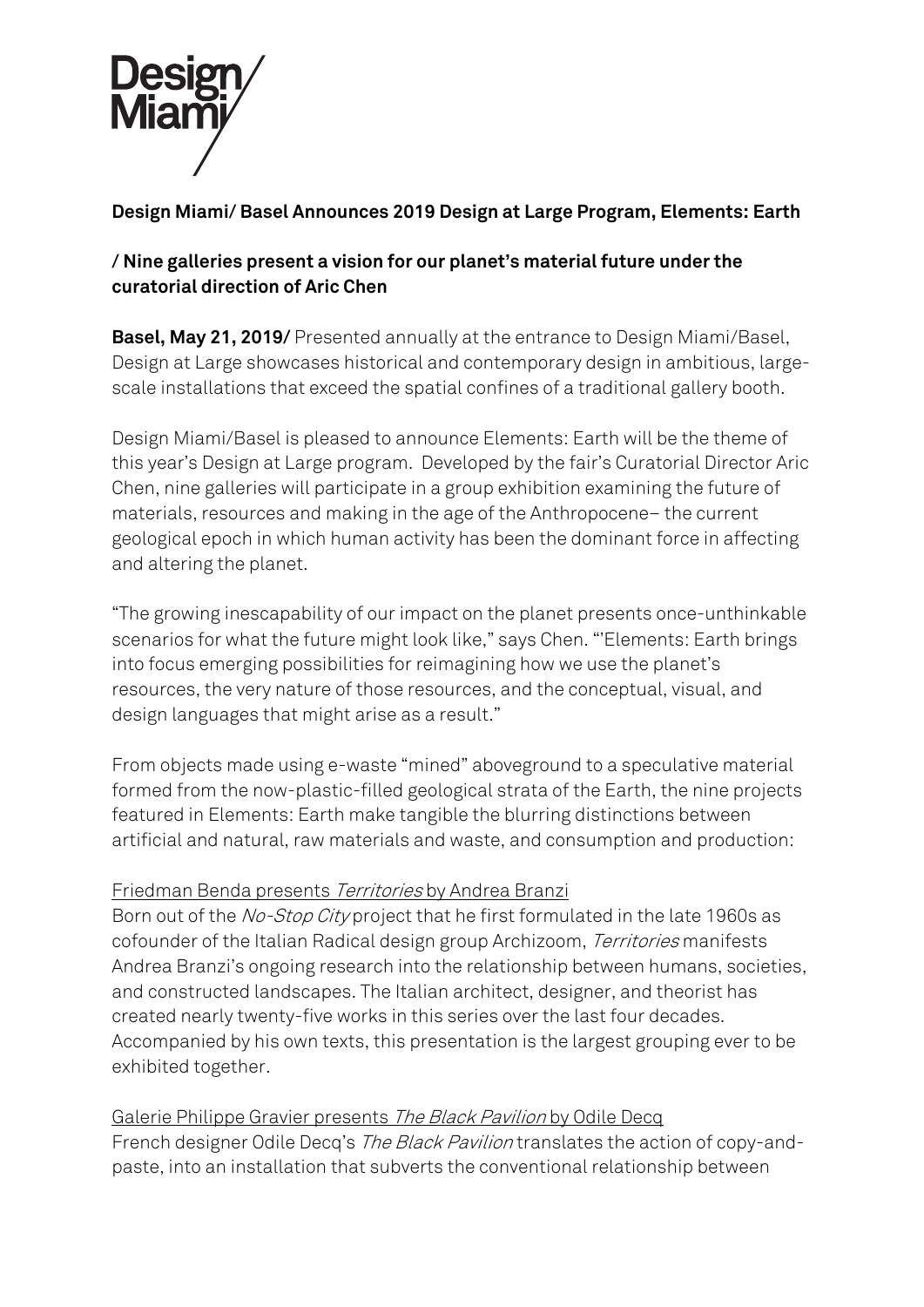Design Miami/

**Design Miami/ Basel Announces 2019 Design at Large Program, Elements: Earth**

**/ Nine galleries present a vision for our planet's material future under the curatorial direction of Aric Chen**

**Basel, May 21, 2019/** Presented annually at the entrance to Design Miami/Basel, Design at Large showcases historical and contemporary design in ambitious, large-scale installations that exceed the spatial confines of a traditional gallery booth.

Design Miami/Basel is pleased to announce Elements: Earth will be the theme of this year's Design at Large program. Developed by the fair's Curatorial Director Aric Chen, nine galleries will participate in a group exhibition examining the future of materials, resources and making in the age of the Anthropocene– the current geological epoch in which human activity has been the dominant force in affecting and altering the planet.

"The growing inescapability of our impact on the planet presents once-unthinkable scenarios for what the future might look like," says Chen. "'Elements: Earth brings into focus emerging possibilities for reimagining how we use the planet's resources, the very nature of those resources, and the conceptual, visual, and design languages that might arise as a result."

From objects made using e-waste "mined" aboveground to a speculative material formed from the now-plastic-filled geological strata of the Earth, the nine projects featured in Elements: Earth make tangible the blurring distinctions between artificial and natural, raw materials and waste, and consumption and production:

Friedman Benda presents *Territories* by Andrea Branzi

Born out of the *No-Stop City* project that he first formulated in the late 1960s as cofounder of the Italian Radical design group Archizoom, *Territories* manifests Andrea Branzi's ongoing research into the relationship between humans, societies, and constructed landscapes. The Italian architect, designer, and theorist has created nearly twenty-five works in this series over the last four decades. Accompanied by his own texts, this presentation is the largest grouping ever to be exhibited together.

Galerie Philippe Gravier presents *The Black Pavilion* by Odile Decq

French designer Odile Decq's *The Black Pavilion* translates the action of copy-and-paste, into an installation that subverts the conventional relationship between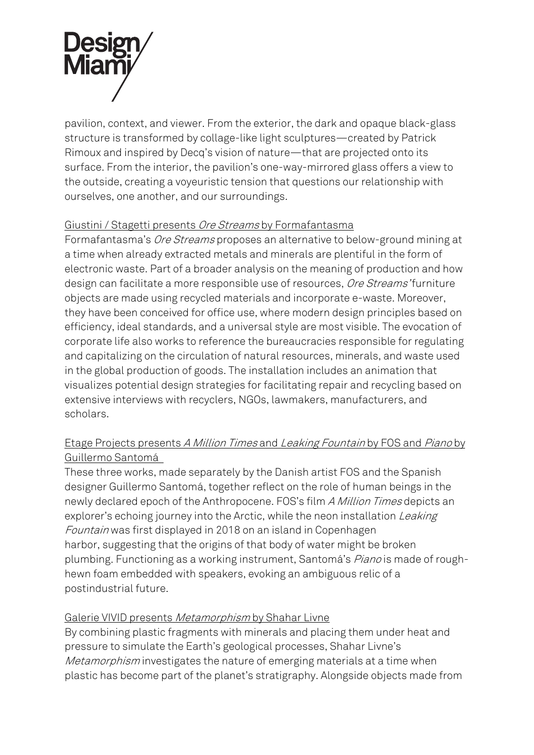pavilion, context, and viewer. From the exterior, the dark and opaque black-glass structure is transformed by collage-like light sculptures—created by Patrick Rimoux and inspired by Decq's vision of nature—that are projected onto its surface. From the interior, the pavilion's one-way-mirrored glass offers a view to the outside, creating a voyeuristic tension that questions our relationship with ourselves, one another, and our surroundings.

Giustini / Stagetti presents *Ore Streams* by Formafantasma

Formafantasma's *Ore Streams* proposes an alternative to below-ground mining at a time when already extracted metals and minerals are plentiful in the form of electronic waste. Part of a broader analysis on the meaning of production and how design can facilitate a more responsible use of resources, *Ore Streams'* furniture objects are made using recycled materials and incorporate e-waste. Moreover, they have been conceived for office use, where modern design principles based on efficiency, ideal standards, and a universal style are most visible. The evocation of corporate life also works to reference the bureaucracies responsible for regulating and capitalizing on the circulation of natural resources, minerals, and waste used in the global production of goods. The installation includes an animation that visualizes potential design strategies for facilitating repair and recycling based on extensive interviews with recyclers, NGOs, lawmakers, manufacturers, and scholars.

Etage Projects presents *A Million Times* and *Leaking Fountain* by FOS and *Piano* by Guillermo Santomá

These three works, made separately by the Danish artist FOS and the Spanish designer Guillermo Santomá, together reflect on the role of human beings in the newly declared epoch of the Anthropocene. FOS's film *A Million Times* depicts an explorer's echoing journey into the Arctic, while the neon installation *Leaking Fountain* was first displayed in 2018 on an island in Copenhagen harbor, suggesting that the origins of that body of water might be broken plumbing. Functioning as a working instrument, Santomá's *Piano* is made of rough-hewn foam embedded with speakers, evoking an ambiguous relic of a postindustrial future.

Galerie VIVID presents *Metamorphism* by Shahar Livne

By combining plastic fragments with minerals and placing them under heat and pressure to simulate the Earth's geological processes, Shahar Livne's *Metamorphism* investigates the nature of emerging materials at a time when plastic has become part of the planet's stratigraphy. Alongside objects made from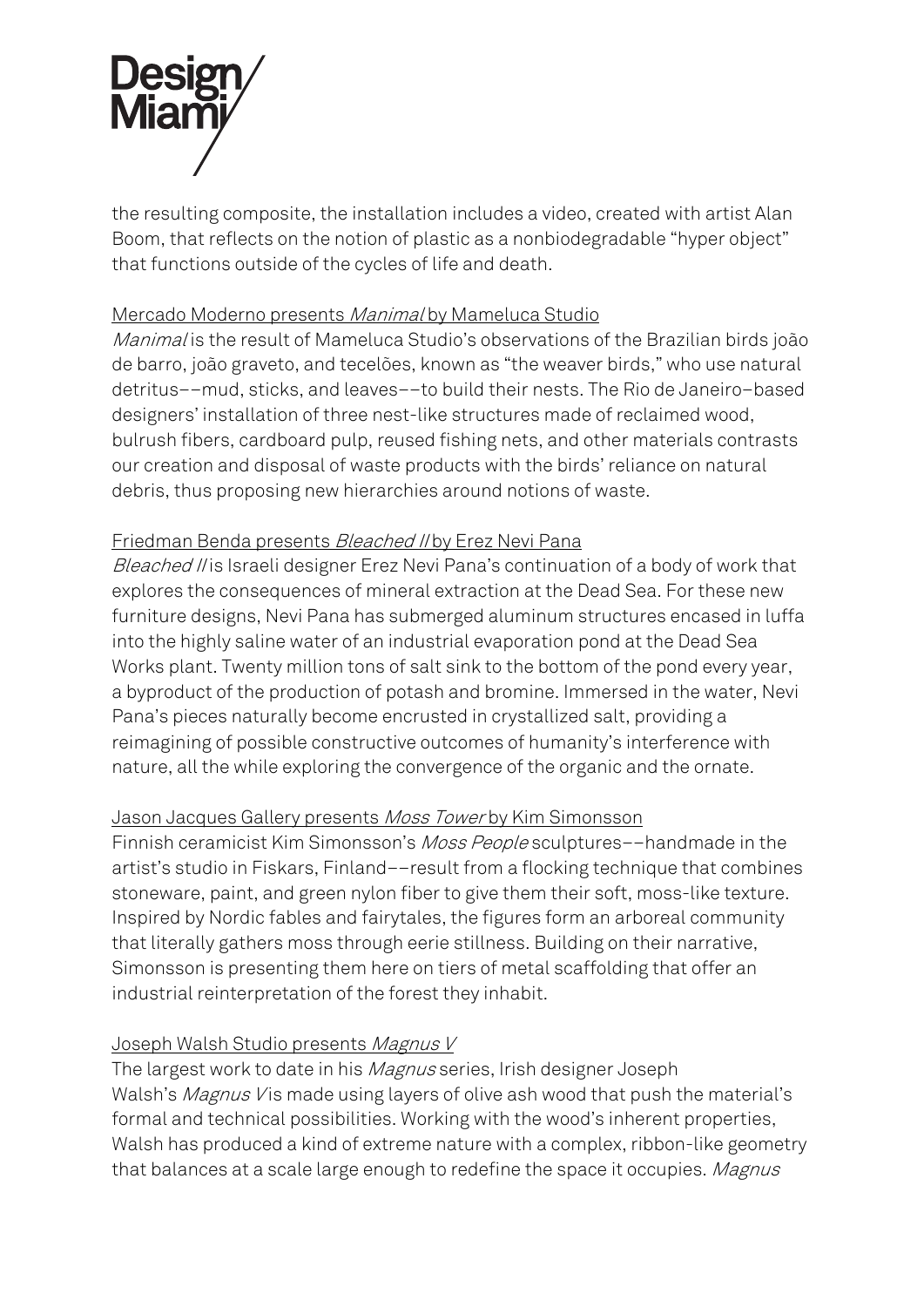the resulting composite, the installation includes a video, created with artist Alan Boom, that reflects on the notion of plastic as a nonbiodegradable "hyper object" that functions outside of the cycles of life and death.

Mercado Moderno presents *Manimal* by Mameluca Studio

*Manimal* is the result of Mameluca Studio's observations of the Brazilian birds joão de barro, joão graveto, and tecelões, known as "the weaver birds," who use natural detritus––mud, sticks, and leaves––to build their nests. The Rio de Janeiro–based designers' installation of three nest-like structures made of reclaimed wood, bulrush fibers, cardboard pulp, reused fishing nets, and other materials contrasts our creation and disposal of waste products with the birds' reliance on natural debris, thus proposing new hierarchies around notions of waste.

Friedman Benda presents *Bleached II* by Erez Nevi Pana

*Bleached II* is Israeli designer Erez Nevi Pana's continuation of a body of work that explores the consequences of mineral extraction at the Dead Sea. For these new furniture designs, Nevi Pana has submerged aluminum structures encased in luffa into the highly saline water of an industrial evaporation pond at the Dead Sea Works plant. Twenty million tons of salt sink to the bottom of the pond every year, a byproduct of the production of potash and bromine. Immersed in the water, Nevi Pana's pieces naturally become encrusted in crystallized salt, providing a reimagining of possible constructive outcomes of humanity's interference with nature, all the while exploring the convergence of the organic and the ornate.

Jason Jacques Gallery presents *Moss Tower* by Kim Simonsson

Finnish ceramicist Kim Simonsson's *Moss People* sculptures––handmade in the artist's studio in Fiskars, Finland––result from a flocking technique that combines stoneware, paint, and green nylon fiber to give them their soft, moss-like texture. Inspired by Nordic fables and fairytales, the figures form an arboreal community that literally gathers moss through eerie stillness. Building on their narrative, Simonsson is presenting them here on tiers of metal scaffolding that offer an industrial reinterpretation of the forest they inhabit.

Joseph Walsh Studio presents *Magnus V*

The largest work to date in his *Magnus* series, Irish designer Joseph Walsh's *Magnus V* is made using layers of olive ash wood that push the material's formal and technical possibilities. Working with the wood's inherent properties, Walsh has produced a kind of extreme nature with a complex, ribbon-like geometry that balances at a scale large enough to redefine the space it occupies. *Magnus*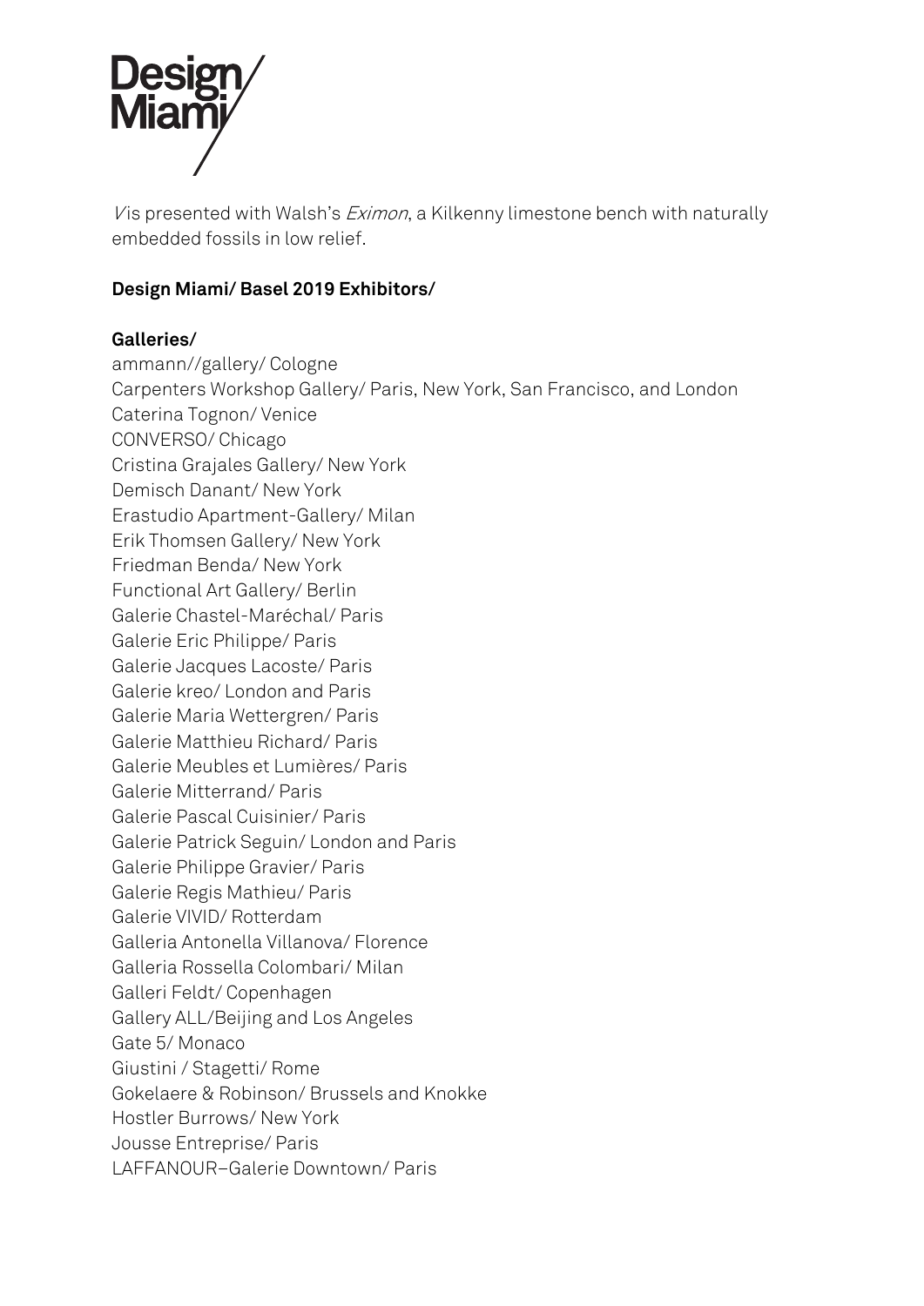*V* is presented with Walsh's *Eximon*, a Kilkenny limestone bench with naturally embedded fossils in low relief.

**Design Miami/ Basel 2019 Exhibitors/**

**Galleries/**

ammann//gallery/ Cologne
Carpenters Workshop Gallery/ Paris, New York, San Francisco, and London
Caterina Tognon/ Venice
CONVERSO/ Chicago
Cristina Grajales Gallery/ New York
Demisch Danant/ New York
Erastudio Apartment-Gallery/ Milan
Erik Thomsen Gallery/ New York
Friedman Benda/ New York
Functional Art Gallery/ Berlin
Galerie Chastel-Maréchal/ Paris
Galerie Eric Philippe/ Paris
Galerie Jacques Lacoste/ Paris
Galerie kreo/ London and Paris
Galerie Maria Wettergren/ Paris
Galerie Matthieu Richard/ Paris
Galerie Meubles et Lumières/ Paris
Galerie Mitterrand/ Paris
Galerie Pascal Cuisinier/ Paris
Galerie Patrick Seguin/ London and Paris
Galerie Philippe Gravier/ Paris
Galerie Regis Mathieu/ Paris
Galerie VIVID/ Rotterdam
Galleria Antonella Villanova/ Florence
Galleria Rossella Colombari/ Milan
Galleri Feldt/ Copenhagen
Gallery ALL/Beijing and Los Angeles
Gate 5/ Monaco
Giustini / Stagetti/ Rome
Gokelaere & Robinson/ Brussels and Knokke
Hostler Burrows/ New York
Jousse Entreprise/ Paris
LAFFANOUR–Galerie Downtown/ Paris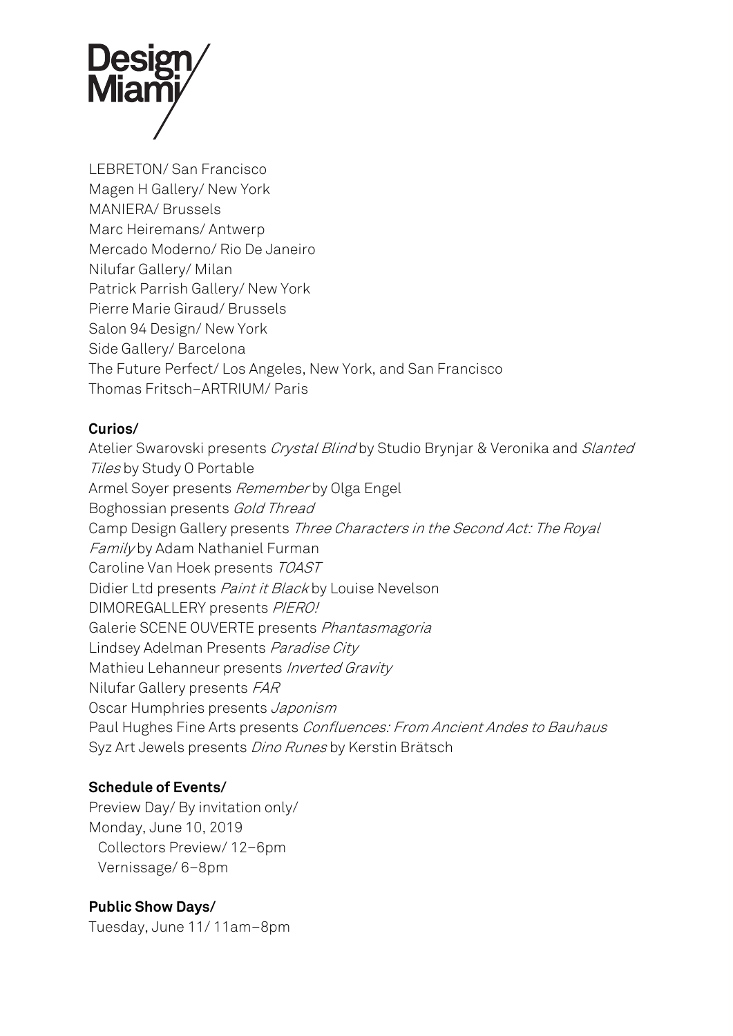LEBRETON/ San Francisco
Magen H Gallery/ New York
MANIERA/ Brussels
Marc Heiremans/ Antwerp
Mercado Moderno/ Rio De Janeiro
Nilufar Gallery/ Milan
Patrick Parrish Gallery/ New York
Pierre Marie Giraud/ Brussels
Salon 94 Design/ New York
Side Gallery/ Barcelona
The Future Perfect/ Los Angeles, New York, and San Francisco
Thomas Fritsch–ARTRIUM/ Paris

**Curios/**

Atelier Swarovski presents *Crystal Blind* by Studio Brynjar & Veronika and *Slanted Tiles* by Study O Portable
Armel Soyer presents *Remember* by Olga Engel
Boghossian presents *Gold Thread*
Camp Design Gallery presents *Three Characters in the Second Act: The Royal Family* by Adam Nathaniel Furman
Caroline Van Hoek presents *TOAST*
Didier Ltd presents *Paint it Black* by Louise Nevelson
DIMOREGALLERY presents *PIERO!*
Galerie SCENE OUVERTE presents *Phantasmagoria*
Lindsey Adelman Presents *Paradise City*
Mathieu Lehanneur presents *Inverted Gravity*
Nilufar Gallery presents *FAR*
Oscar Humphries presents *Japonism*
Paul Hughes Fine Arts presents *Confluences: From Ancient Andes to Bauhaus*
Syz Art Jewels presents *Dino Runes* by Kerstin Brätsch

**Schedule of Events/**

Preview Day/ By invitation only/
Monday, June 10, 2019
  Collectors Preview/ 12–6pm
  Vernissage/ 6–8pm

**Public Show Days/**

Tuesday, June 11/ 11am–8pm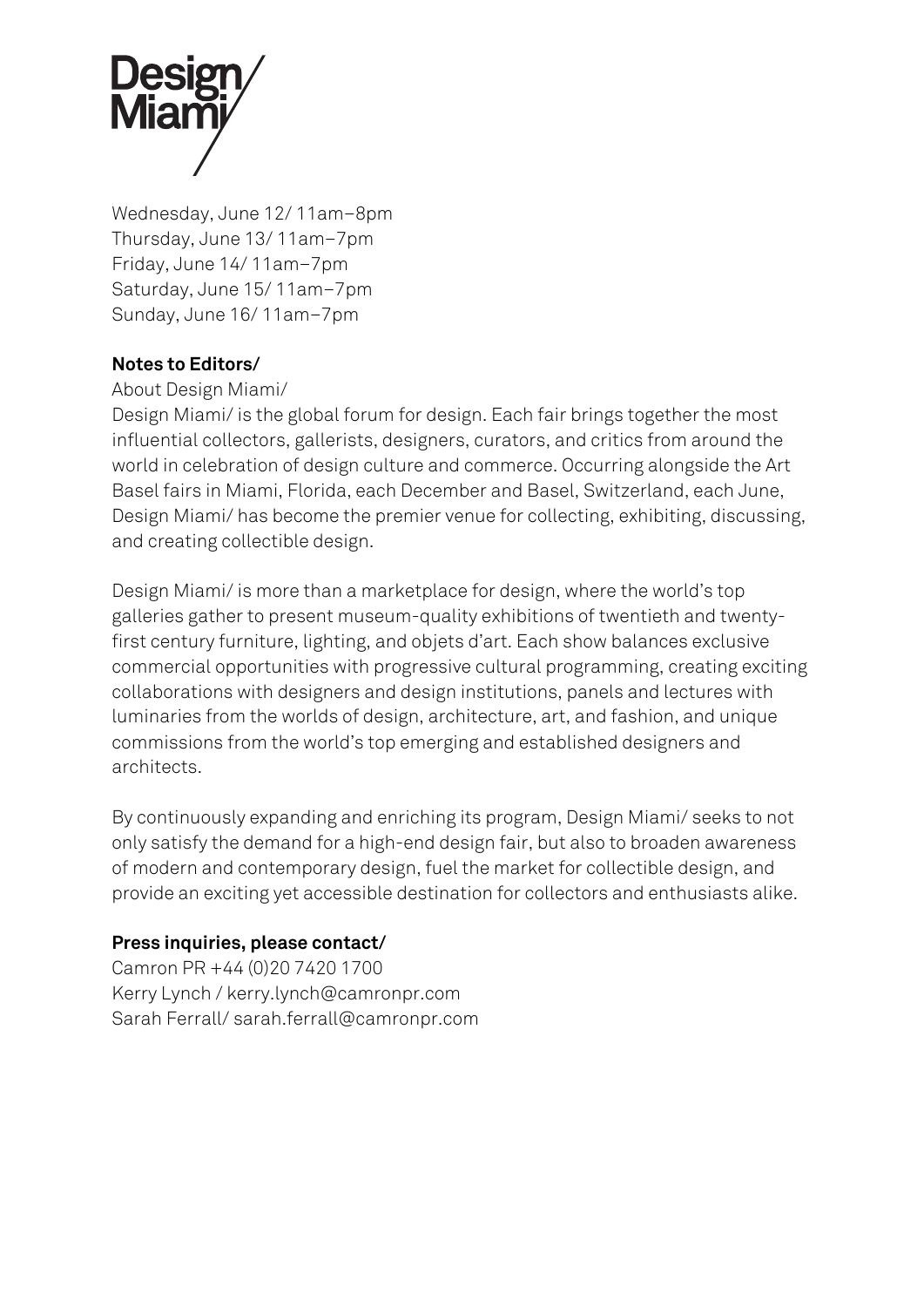Design/
Miami/

Wednesday, June 12/ 11am–8pm
Thursday, June 13/ 11am–7pm
Friday, June 14/ 11am–7pm
Saturday, June 15/ 11am–7pm
Sunday, June 16/ 11am–7pm

**Notes to Editors/**

About Design Miami/

Design Miami/ is the global forum for design. Each fair brings together the most influential collectors, gallerists, designers, curators, and critics from around the world in celebration of design culture and commerce. Occurring alongside the Art Basel fairs in Miami, Florida, each December and Basel, Switzerland, each June, Design Miami/ has become the premier venue for collecting, exhibiting, discussing, and creating collectible design.

Design Miami/ is more than a marketplace for design, where the world's top galleries gather to present museum-quality exhibitions of twentieth and twenty-first century furniture, lighting, and objets d'art. Each show balances exclusive commercial opportunities with progressive cultural programming, creating exciting collaborations with designers and design institutions, panels and lectures with luminaries from the worlds of design, architecture, art, and fashion, and unique commissions from the world's top emerging and established designers and architects.

By continuously expanding and enriching its program, Design Miami/ seeks to not only satisfy the demand for a high-end design fair, but also to broaden awareness of modern and contemporary design, fuel the market for collectible design, and provide an exciting yet accessible destination for collectors and enthusiasts alike.

**Press inquiries, please contact/**

Camron PR +44 (0)20 7420 1700
Kerry Lynch / kerry.lynch@camronpr.com
Sarah Ferrall/ sarah.ferrall@camronpr.com